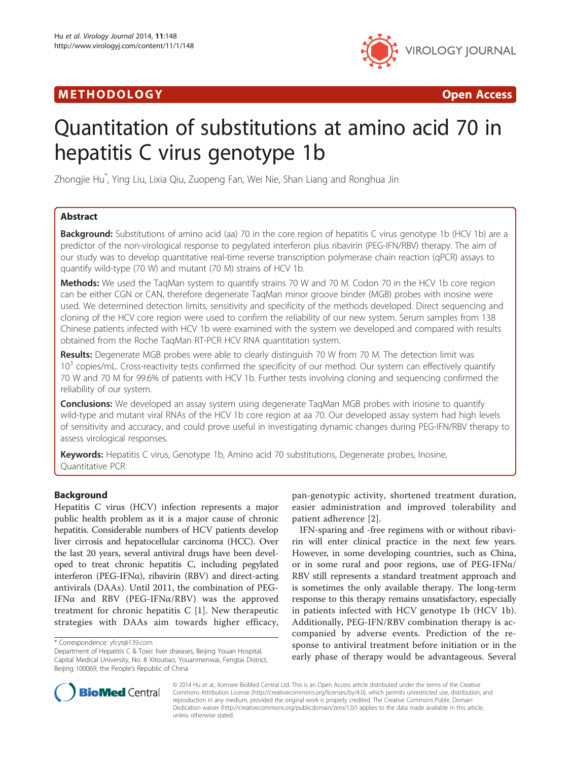METHODOLOGY Open Access

# Quantitation of substitutions at amino acid 70 in hepatitis C virus genotype 1b

Zhongjie Hu*, Ying Liu, Lixia Qiu, Zuopeng Fan, Wei Nie, Shan Liang and Ronghua Jin

## Abstract

**Background:** Substitutions of amino acid (aa) 70 in the core region of hepatitis C virus genotype 1b (HCV 1b) are a predictor of the non-virological response to pegylated interferon plus ribavirin (PEG-IFN/RBV) therapy. The aim of our study was to develop quantitative real-time reverse transcription polymerase chain reaction (qPCR) assays to quantify wild-type (70 W) and mutant (70 M) strains of HCV 1b.

**Methods:** We used the TaqMan system to quantify strains 70 W and 70 M. Codon 70 in the HCV 1b core region can be either CGN or CAN, therefore degenerate TaqMan minor groove binder (MGB) probes with inosine were used. We determined detection limits, sensitivity and specificity of the methods developed. Direct sequencing and cloning of the HCV core region were used to confirm the reliability of our new system. Serum samples from 138 Chinese patients infected with HCV 1b were examined with the system we developed and compared with results obtained from the Roche TaqMan RT-PCR HCV RNA quantitation system.

**Results:** Degenerate MGB probes were able to clearly distinguish 70 W from 70 M. The detection limit was $10^3$ copies/mL. Cross-reactivity tests confirmed the specificity of our method. Our system can effectively quantify 70 W and 70 M for 99.6% of patients with HCV 1b. Further tests involving cloning and sequencing confirmed the reliability of our system.

**Conclusions:** We developed an assay system using degenerate TaqMan MGB probes with inosine to quantify wild-type and mutant viral RNAs of the HCV 1b core region at aa 70. Our developed assay system had high levels of sensitivity and accuracy, and could prove useful in investigating dynamic changes during PEG-IFN/RBV therapy to assess virological responses.

**Keywords:** Hepatitis C virus, Genotype 1b, Amino acid 70 substitutions, Degenerate probes, Inosine, Quantitative PCR

## Background

Hepatitis C virus (HCV) infection represents a major public health problem as it is a major cause of chronic hepatitis. Considerable numbers of HCV patients develop liver cirrhosis and hepatocellular carcinoma (HCC). Over the last 20 years, several antiviral drugs have been developed to treat chronic hepatitis C, including pegylated interferon (PEG-IFNα), ribavirin (RBV) and direct-acting antivirals (DAAs). Until 2011, the combination of PEG-IFNα and RBV (PEG-IFNα/RBV) was the approved treatment for chronic hepatitis C [1]. New therapeutic strategies with DAAs aim towards higher efficacy, pan-genotypic activity, shortened treatment duration, easier administration and improved tolerability and patient adherence [2].

IFN-sparing and -free regimens with or without ribavirin will enter clinical practice in the next few years. However, in some developing countries, such as China, or in some rural and poor regions, use of PEG-IFNα/RBV still represents a standard treatment approach and is sometimes the only available therapy. The long-term response to this therapy remains unsatisfactory, especially in patients infected with HCV genotype 1b (HCV 1b). Additionally, PEG-IFN/RBV combination therapy is accompanied by adverse events. Prediction of the response to antiviral treatment before initiation or in the early phase of therapy would be advantageous. Several

* Correspondence: yfcyt@139.com
Department of Hepatitis C & Toxic liver diseases, Beijing Youan Hospital, Capital Medical University, No. 8 Xitoutiao, Youanmenwai, Fengtai District, Beijing 100069, the People's Republic of China

© 2014 Hu et al.; licensee BioMed Central Ltd. This is an Open Access article distributed under the terms of the Creative Commons Attribution License (http://creativecommons.org/licenses/by/4.0), which permits unrestricted use, distribution, and reproduction in any medium, provided the original work is properly credited. The Creative Commons Public Domain Dedication waiver (http://creativecommons.org/publicdomain/zero/1.0/) applies to the data made available in this article, unless otherwise stated.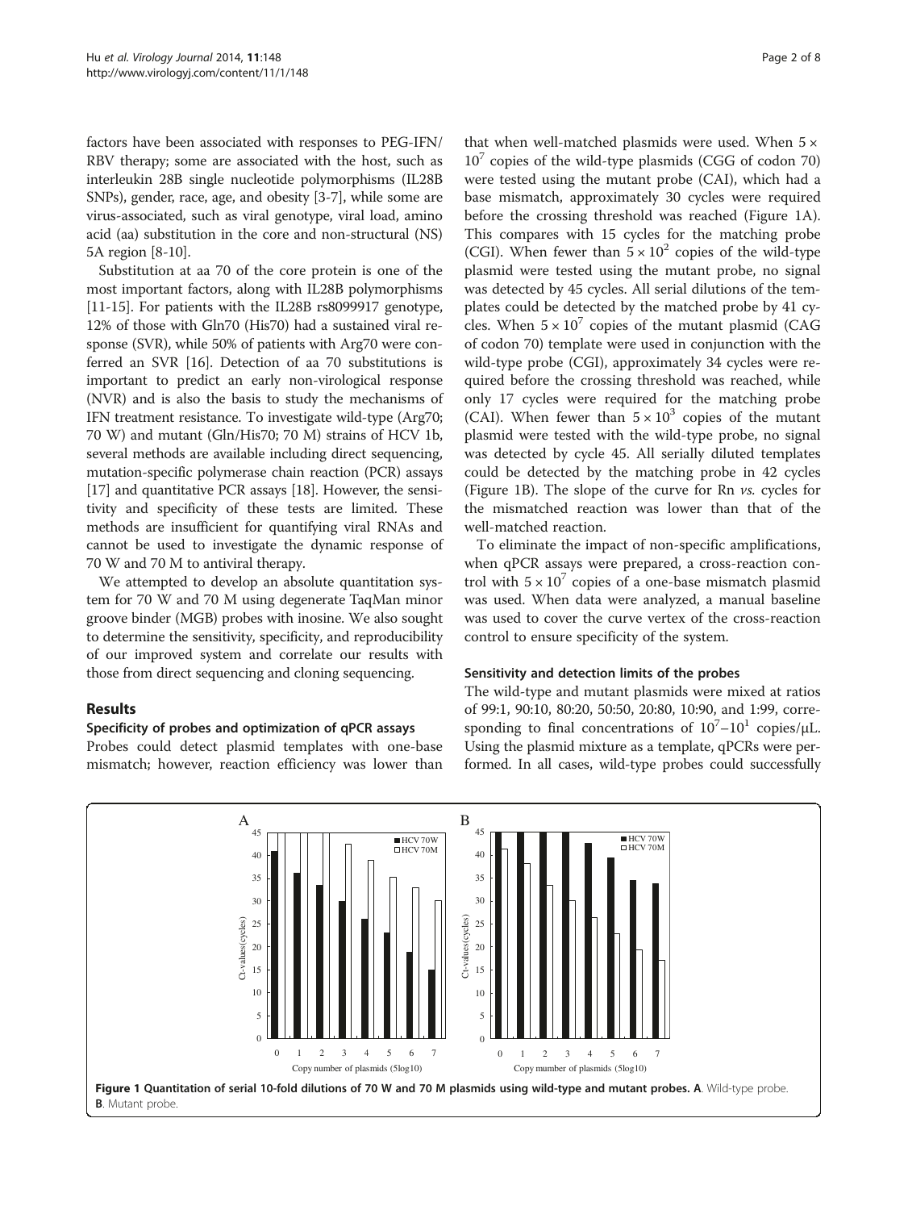factors have been associated with responses to PEG-IFN/RBV therapy; some are associated with the host, such as interleukin 28B single nucleotide polymorphisms (IL28B SNPs), gender, race, age, and obesity [3-7], while some are virus-associated, such as viral genotype, viral load, amino acid (aa) substitution in the core and non-structural (NS) 5A region [8-10].

Substitution at aa 70 of the core protein is one of the most important factors, along with IL28B polymorphisms [11-15]. For patients with the IL28B rs8099917 genotype, 12% of those with Gln70 (His70) had a sustained viral response (SVR), while 50% of patients with Arg70 were conferred an SVR [16]. Detection of aa 70 substitutions is important to predict an early non-virological response (NVR) and is also the basis to study the mechanisms of IFN treatment resistance. To investigate wild-type (Arg70; 70 W) and mutant (Gln/His70; 70 M) strains of HCV 1b, several methods are available including direct sequencing, mutation-specific polymerase chain reaction (PCR) assays [17] and quantitative PCR assays [18]. However, the sensitivity and specificity of these tests are limited. These methods are insufficient for quantifying viral RNAs and cannot be used to investigate the dynamic response of 70 W and 70 M to antiviral therapy.

We attempted to develop an absolute quantitation system for 70 W and 70 M using degenerate TaqMan minor groove binder (MGB) probes with inosine. We also sought to determine the sensitivity, specificity, and reproducibility of our improved system and correlate our results with those from direct sequencing and cloning sequencing.

## Results

### Specificity of probes and optimization of qPCR assays

Probes could detect plasmid templates with one-base mismatch; however, reaction efficiency was lower than that when well-matched plasmids were used. When $5 \times 10^7$ copies of the wild-type plasmids (CGG of codon 70) were tested using the mutant probe (CAI), which had a base mismatch, approximately 30 cycles were required before the crossing threshold was reached (Figure 1A). This compares with 15 cycles for the matching probe (CGI). When fewer than $5 \times 10^2$ copies of the wild-type plasmid were tested using the mutant probe, no signal was detected by 45 cycles. All serial dilutions of the templates could be detected by the matched probe by 41 cycles. When $5 \times 10^7$ copies of the mutant plasmid (CAG of codon 70) template were used in conjunction with the wild-type probe (CGI), approximately 34 cycles were required before the crossing threshold was reached, while only 17 cycles were required for the matching probe (CAI). When fewer than $5 \times 10^3$ copies of the mutant plasmid were tested with the wild-type probe, no signal was detected by cycle 45. All serially diluted templates could be detected by the matching probe in 42 cycles (Figure 1B). The slope of the curve for Rn *vs.* cycles for the mismatched reaction was lower than that of the well-matched reaction.

To eliminate the impact of non-specific amplifications, when qPCR assays were prepared, a cross-reaction control with $5 \times 10^7$ copies of a one-base mismatch plasmid was used. When data were analyzed, a manual baseline was used to cover the curve vertex of the cross-reaction control to ensure specificity of the system.

### Sensitivity and detection limits of the probes

The wild-type and mutant plasmids were mixed at ratios of 99:1, 90:10, 80:20, 50:50, 20:80, 10:90, and 1:99, corresponding to final concentrations of $10^7$–$10^1$ copies/μL. Using the plasmid mixture as a template, qPCRs were performed. In all cases, wild-type probes could successfully

**Figure 1 Quantitation of serial 10-fold dilutions of 70 W and 70 M plasmids using wild-type and mutant probes. A**. Wild-type probe. **B**. Mutant probe.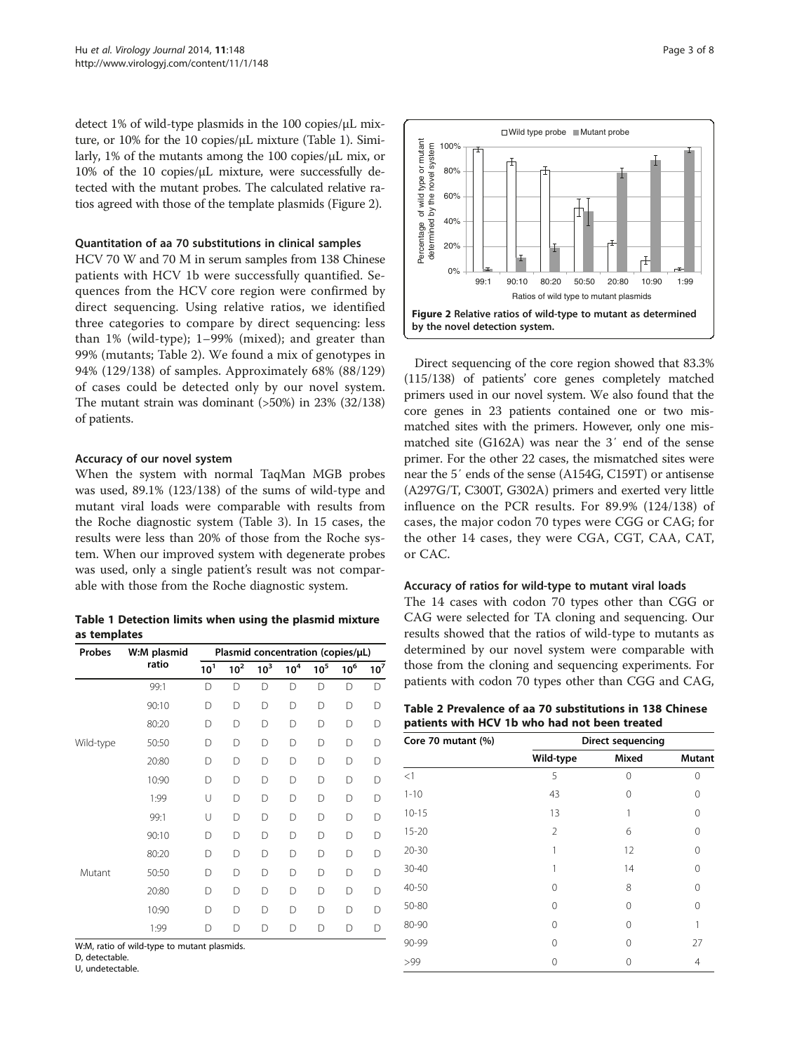detect 1% of wild-type plasmids in the 100 copies/μL mixture, or 10% for the 10 copies/μL mixture (Table 1). Similarly, 1% of the mutants among the 100 copies/μL mix, or 10% of the 10 copies/μL mixture, were successfully detected with the mutant probes. The calculated relative ratios agreed with those of the template plasmids (Figure 2).

### Quantitation of aa 70 substitutions in clinical samples

HCV 70 W and 70 M in serum samples from 138 Chinese patients with HCV 1b were successfully quantified. Sequences from the HCV core region were confirmed by direct sequencing. Using relative ratios, we identified three categories to compare by direct sequencing: less than 1% (wild-type); 1–99% (mixed); and greater than 99% (mutants; Table 2). We found a mix of genotypes in 94% (129/138) of samples. Approximately 68% (88/129) of cases could be detected only by our novel system. The mutant strain was dominant (>50%) in 23% (32/138) of patients.

### Accuracy of our novel system

When the system with normal TaqMan MGB probes was used, 89.1% (123/138) of the sums of wild-type and mutant viral loads were comparable with results from the Roche diagnostic system (Table 3). In 15 cases, the results were less than 20% of those from the Roche system. When our improved system with degenerate probes was used, only a single patient's result was not comparable with those from the Roche diagnostic system.

**Table 1 Detection limits when using the plasmid mixture as templates**

| Probes | W:M plasmid ratio | Plasmid concentration (copies/μL) | | | | | | |
|---|---|---|---|---|---|---|---|---|
| | | $10^1$ | $10^2$ | $10^3$ | $10^4$ | $10^5$ | $10^6$ | $10^7$ |
| Wild-type | 99:1 | D | D | D | D | D | D | D |
| | 90:10 | D | D | D | D | D | D | D |
| | 80:20 | D | D | D | D | D | D | D |
| | 50:50 | D | D | D | D | D | D | D |
| | 20:80 | D | D | D | D | D | D | D |
| | 10:90 | D | D | D | D | D | D | D |
| | 1:99 | U | D | D | D | D | D | D |
| Mutant | 99:1 | U | D | D | D | D | D | D |
| | 90:10 | D | D | D | D | D | D | D |
| | 80:20 | D | D | D | D | D | D | D |
| | 50:50 | D | D | D | D | D | D | D |
| | 20:80 | D | D | D | D | D | D | D |
| | 10:90 | D | D | D | D | D | D | D |
| | 1:99 | D | D | D | D | D | D | D |

W:M, ratio of wild-type to mutant plasmids.
D, detectable.
U, undetectable.

**Figure 2 Relative ratios of wild-type to mutant as determined by the novel detection system.**

Direct sequencing of the core region showed that 83.3% (115/138) of patients' core genes completely matched primers used in our novel system. We also found that the core genes in 23 patients contained one or two mismatched sites with the primers. However, only one mismatched site (G162A) was near the 3′ end of the sense primer. For the other 22 cases, the mismatched sites were near the 5′ ends of the sense (A154G, C159T) or antisense (A297G/T, C300T, G302A) primers and exerted very little influence on the PCR results. For 89.9% (124/138) of cases, the major codon 70 types were CGG or CAG; for the other 14 cases, they were CGA, CGT, CAA, CAT, or CAC.

### Accuracy of ratios for wild-type to mutant viral loads

The 14 cases with codon 70 types other than CGG or CAG were selected for TA cloning and sequencing. Our results showed that the ratios of wild-type to mutants as determined by our novel system were comparable with those from the cloning and sequencing experiments. For patients with codon 70 types other than CGG and CAG,

**Table 2 Prevalence of aa 70 substitutions in 138 Chinese patients with HCV 1b who had not been treated**

| Core 70 mutant (%) | Direct sequencing | | |
|---|---|---|---|
| | Wild-type | Mixed | Mutant |
| <1 | 5 | 0 | 0 |
| 1-10 | 43 | 0 | 0 |
| 10-15 | 13 | 1 | 0 |
| 15-20 | 2 | 6 | 0 |
| 20-30 | 1 | 12 | 0 |
| 30-40 | 1 | 14 | 0 |
| 40-50 | 0 | 8 | 0 |
| 50-80 | 0 | 0 | 0 |
| 80-90 | 0 | 0 | 1 |
| 90-99 | 0 | 0 | 27 |
| >99 | 0 | 0 | 4 |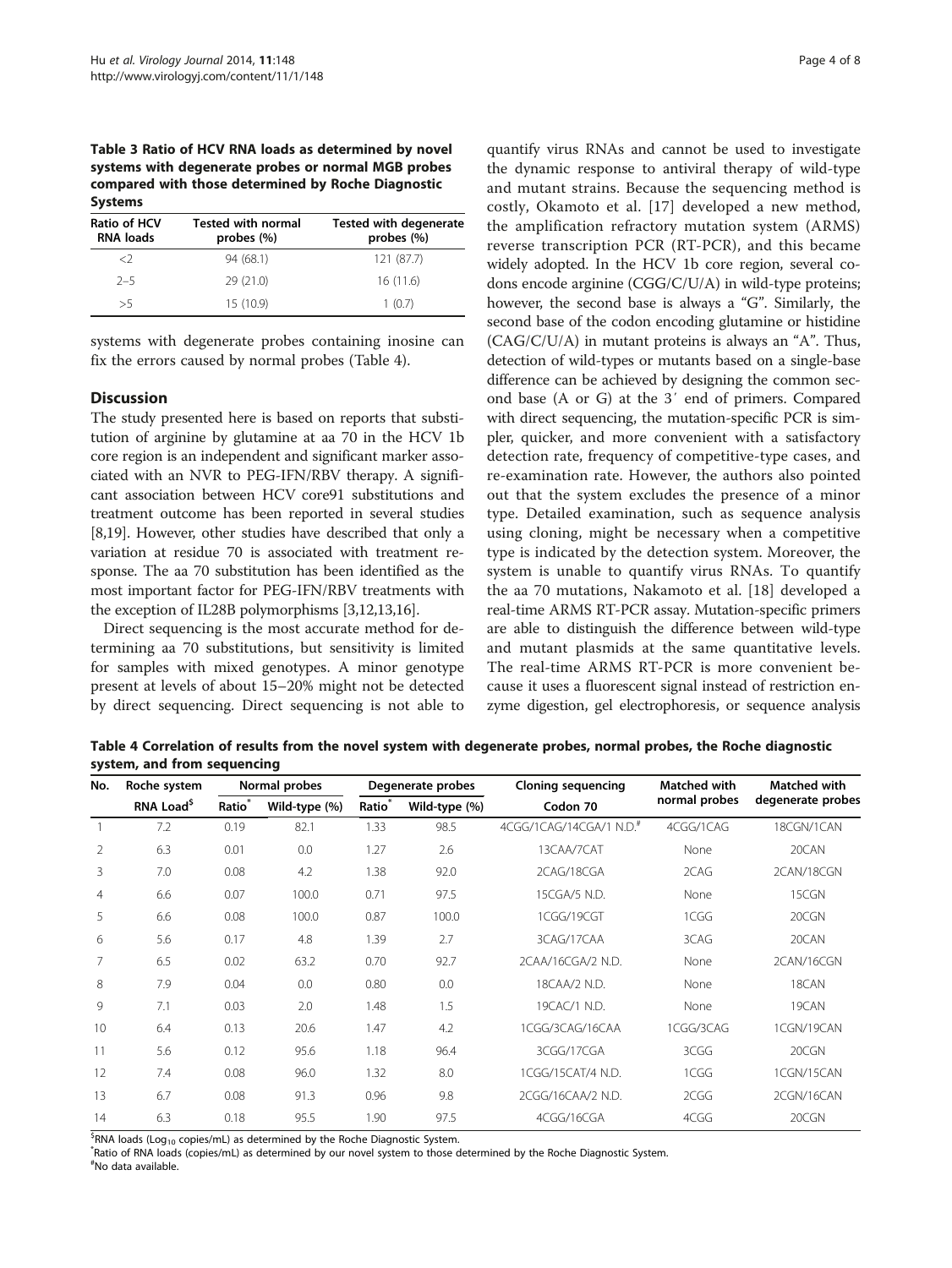**Table 3 Ratio of HCV RNA loads as determined by novel systems with degenerate probes or normal MGB probes compared with those determined by Roche Diagnostic Systems**

| Ratio of HCV RNA loads | Tested with normal probes (%) | Tested with degenerate probes (%) |
|---|---|---|
| <2 | 94 (68.1) | 121 (87.7) |
| 2–5 | 29 (21.0) | 16 (11.6) |
| >5 | 15 (10.9) | 1 (0.7) |

systems with degenerate probes containing inosine can fix the errors caused by normal probes (Table 4).

## Discussion

The study presented here is based on reports that substitution of arginine by glutamine at aa 70 in the HCV 1b core region is an independent and significant marker associated with an NVR to PEG-IFN/RBV therapy. A significant association between HCV core91 substitutions and treatment outcome has been reported in several studies [8,19]. However, other studies have described that only a variation at residue 70 is associated with treatment response. The aa 70 substitution has been identified as the most important factor for PEG-IFN/RBV treatments with the exception of IL28B polymorphisms [3,12,13,16].

Direct sequencing is the most accurate method for determining aa 70 substitutions, but sensitivity is limited for samples with mixed genotypes. A minor genotype present at levels of about 15–20% might not be detected by direct sequencing. Direct sequencing is not able to quantify virus RNAs and cannot be used to investigate the dynamic response to antiviral therapy of wild-type and mutant strains. Because the sequencing method is costly, Okamoto et al. [17] developed a new method, the amplification refractory mutation system (ARMS) reverse transcription PCR (RT-PCR), and this became widely adopted. In the HCV 1b core region, several codons encode arginine (CGG/C/U/A) in wild-type proteins; however, the second base is always a "G". Similarly, the second base of the codon encoding glutamine or histidine (CAG/C/U/A) in mutant proteins is always an "A". Thus, detection of wild-types or mutants based on a single-base difference can be achieved by designing the common second base (A or G) at the 3′ end of primers. Compared with direct sequencing, the mutation-specific PCR is simpler, quicker, and more convenient with a satisfactory detection rate, frequency of competitive-type cases, and re-examination rate. However, the authors also pointed out that the system excludes the presence of a minor type. Detailed examination, such as sequence analysis using cloning, might be necessary when a competitive type is indicated by the detection system. Moreover, the system is unable to quantify virus RNAs. To quantify the aa 70 mutations, Nakamoto et al. [18] developed a real-time ARMS RT-PCR assay. Mutation-specific primers are able to distinguish the difference between wild-type and mutant plasmids at the same quantitative levels. The real-time ARMS RT-PCR is more convenient because it uses a fluorescent signal instead of restriction enzyme digestion, gel electrophoresis, or sequence analysis

**Table 4 Correlation of results from the novel system with degenerate probes, normal probes, the Roche diagnostic system, and from sequencing**

| No. | Roche system | Normal probes | | Degenerate probes | | Cloning sequencing | Matched with normal probes | Matched with degenerate probes |
|---|---|---|---|---|---|---|---|---|
| | RNA Load[$] | Ratio[*] | Wild-type (%) | Ratio[*] | Wild-type (%) | Codon 70 | | |
| 1 | 7.2 | 0.19 | 82.1 | 1.33 | 98.5 | 4CGG/1CAG/14CGA/1 N.D.[#] | 4CGG/1CAG | 18CGN/1CAN |
| 2 | 6.3 | 0.01 | 0.0 | 1.27 | 2.6 | 13CAA/7CAT | None | 20CAN |
| 3 | 7.0 | 0.08 | 4.2 | 1.38 | 92.0 | 2CAG/18CGA | 2CAG | 2CAN/18CGN |
| 4 | 6.6 | 0.07 | 100.0 | 0.71 | 97.5 | 15CGA/5 N.D. | None | 15CGN |
| 5 | 6.6 | 0.08 | 100.0 | 0.87 | 100.0 | 1CGG/19CGT | 1CGG | 20CGN |
| 6 | 5.6 | 0.17 | 4.8 | 1.39 | 2.7 | 3CAG/17CAA | 3CAG | 20CAN |
| 7 | 6.5 | 0.02 | 63.2 | 0.70 | 92.7 | 2CAA/16CGA/2 N.D. | None | 2CAN/16CGN |
| 8 | 7.9 | 0.04 | 0.0 | 0.80 | 0.0 | 18CAA/2 N.D. | None | 18CAN |
| 9 | 7.1 | 0.03 | 2.0 | 1.48 | 1.5 | 19CAC/1 N.D. | None | 19CAN |
| 10 | 6.4 | 0.13 | 20.6 | 1.47 | 4.2 | 1CGG/3CAG/16CAA | 1CGG/3CAG | 1CGN/19CAN |
| 11 | 5.6 | 0.12 | 95.6 | 1.18 | 96.4 | 3CGG/17CGA | 3CGG | 20CGN |
| 12 | 7.4 | 0.08 | 96.0 | 1.32 | 8.0 | 1CGG/15CAT/4 N.D. | 1CGG | 1CGN/15CAN |
| 13 | 6.7 | 0.08 | 91.3 | 0.96 | 9.8 | 2CGG/16CAA/2 N.D. | 2CGG | 2CGN/16CAN |
| 14 | 6.3 | 0.18 | 95.5 | 1.90 | 97.5 | 4CGG/16CGA | 4CGG | 20CGN |

[$]RNA loads ($Log_{10}$ copies/mL) as determined by the Roche Diagnostic System.
[*]Ratio of RNA loads (copies/mL) as determined by our novel system to those determined by the Roche Diagnostic System.
[#]No data available.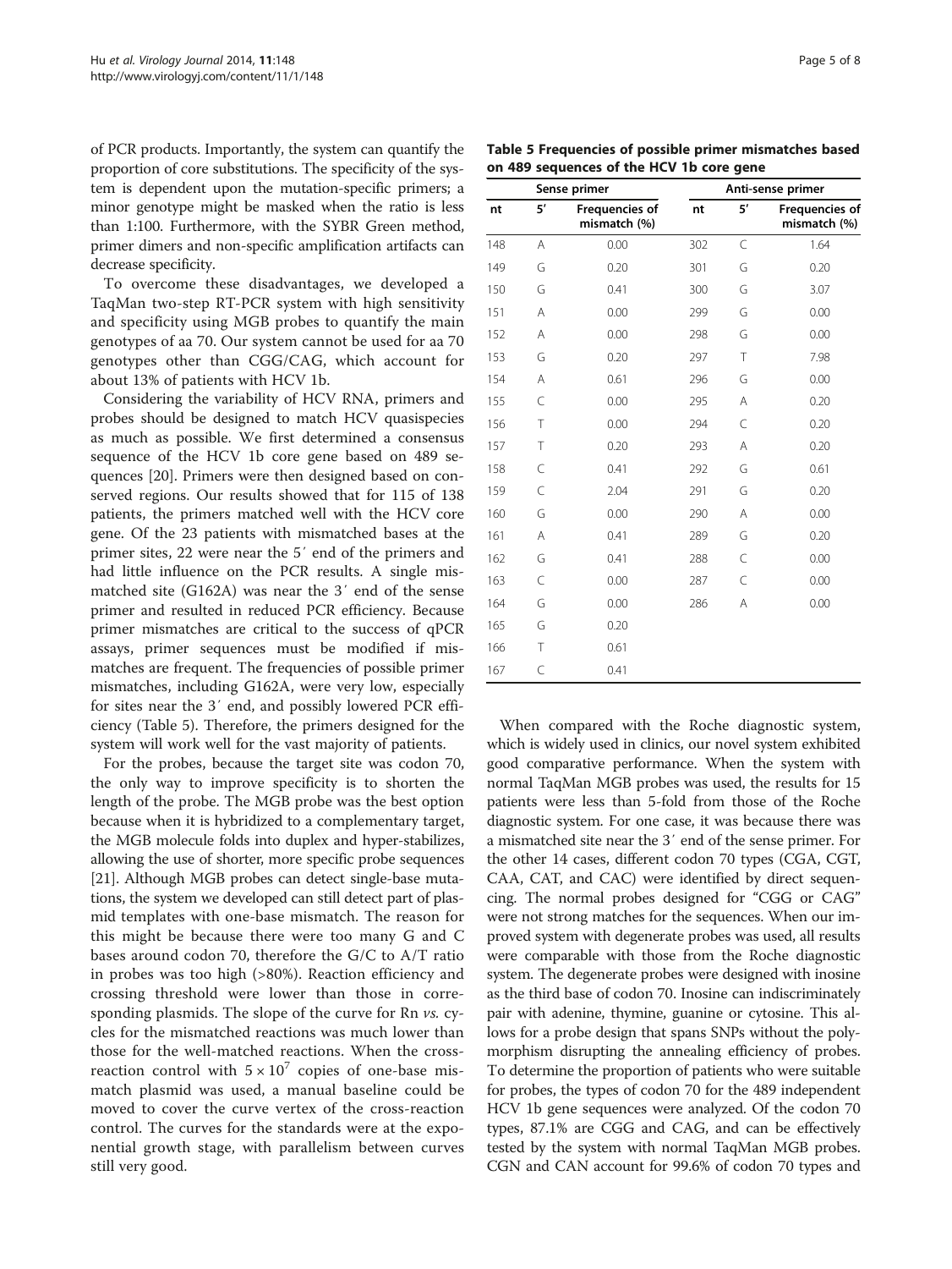of PCR products. Importantly, the system can quantify the proportion of core substitutions. The specificity of the system is dependent upon the mutation-specific primers; a minor genotype might be masked when the ratio is less than 1:100. Furthermore, with the SYBR Green method, primer dimers and non-specific amplification artifacts can decrease specificity.

To overcome these disadvantages, we developed a TaqMan two-step RT-PCR system with high sensitivity and specificity using MGB probes to quantify the main genotypes of aa 70. Our system cannot be used for aa 70 genotypes other than CGG/CAG, which account for about 13% of patients with HCV 1b.

Considering the variability of HCV RNA, primers and probes should be designed to match HCV quasispecies as much as possible. We first determined a consensus sequence of the HCV 1b core gene based on 489 sequences [20]. Primers were then designed based on conserved regions. Our results showed that for 115 of 138 patients, the primers matched well with the HCV core gene. Of the 23 patients with mismatched bases at the primer sites, 22 were near the 5′ end of the primers and had little influence on the PCR results. A single mismatched site (G162A) was near the 3′ end of the sense primer and resulted in reduced PCR efficiency. Because primer mismatches are critical to the success of qPCR assays, primer sequences must be modified if mismatches are frequent. The frequencies of possible primer mismatches, including G162A, were very low, especially for sites near the 3′ end, and possibly lowered PCR efficiency (Table 5). Therefore, the primers designed for the system will work well for the vast majority of patients.

For the probes, because the target site was codon 70, the only way to improve specificity is to shorten the length of the probe. The MGB probe was the best option because when it is hybridized to a complementary target, the MGB molecule folds into duplex and hyper-stabilizes, allowing the use of shorter, more specific probe sequences [21]. Although MGB probes can detect single-base mutations, the system we developed can still detect part of plasmid templates with one-base mismatch. The reason for this might be because there were too many G and C bases around codon 70, therefore the G/C to A/T ratio in probes was too high (>80%). Reaction efficiency and crossing threshold were lower than those in corresponding plasmids. The slope of the curve for Rn *vs.* cycles for the mismatched reactions was much lower than those for the well-matched reactions. When the cross-reaction control with $5 \times 10^7$ copies of one-base mismatch plasmid was used, a manual baseline could be moved to cover the curve vertex of the cross-reaction control. The curves for the standards were at the exponential growth stage, with parallelism between curves still very good.

**Table 5 Frequencies of possible primer mismatches based on 489 sequences of the HCV 1b core gene**

| Sense primer | | | Anti-sense primer | | |
|---|---|---|---|---|---|
| nt | 5′ | Frequencies of mismatch (%) | nt | 5′ | Frequencies of mismatch (%) |
| 148 | A | 0.00 | 302 | C | 1.64 |
| 149 | G | 0.20 | 301 | G | 0.20 |
| 150 | G | 0.41 | 300 | G | 3.07 |
| 151 | A | 0.00 | 299 | G | 0.00 |
| 152 | A | 0.00 | 298 | G | 0.00 |
| 153 | G | 0.20 | 297 | T | 7.98 |
| 154 | A | 0.61 | 296 | G | 0.00 |
| 155 | C | 0.00 | 295 | A | 0.20 |
| 156 | T | 0.00 | 294 | C | 0.20 |
| 157 | T | 0.20 | 293 | A | 0.20 |
| 158 | C | 0.41 | 292 | G | 0.61 |
| 159 | C | 2.04 | 291 | G | 0.20 |
| 160 | G | 0.00 | 290 | A | 0.00 |
| 161 | A | 0.41 | 289 | G | 0.20 |
| 162 | G | 0.41 | 288 | C | 0.00 |
| 163 | C | 0.00 | 287 | C | 0.00 |
| 164 | G | 0.00 | 286 | A | 0.00 |
| 165 | G | 0.20 | | | |
| 166 | T | 0.61 | | | |
| 167 | C | 0.41 | | | |

When compared with the Roche diagnostic system, which is widely used in clinics, our novel system exhibited good comparative performance. When the system with normal TaqMan MGB probes was used, the results for 15 patients were less than 5-fold from those of the Roche diagnostic system. For one case, it was because there was a mismatched site near the 3′ end of the sense primer. For the other 14 cases, different codon 70 types (CGA, CGT, CAA, CAT, and CAC) were identified by direct sequencing. The normal probes designed for "CGG or CAG" were not strong matches for the sequences. When our improved system with degenerate probes was used, all results were comparable with those from the Roche diagnostic system. The degenerate probes were designed with inosine as the third base of codon 70. Inosine can indiscriminately pair with adenine, thymine, guanine or cytosine. This allows for a probe design that spans SNPs without the polymorphism disrupting the annealing efficiency of probes. To determine the proportion of patients who were suitable for probes, the types of codon 70 for the 489 independent HCV 1b gene sequences were analyzed. Of the codon 70 types, 87.1% are CGG and CAG, and can be effectively tested by the system with normal TaqMan MGB probes. CGN and CAN account for 99.6% of codon 70 types and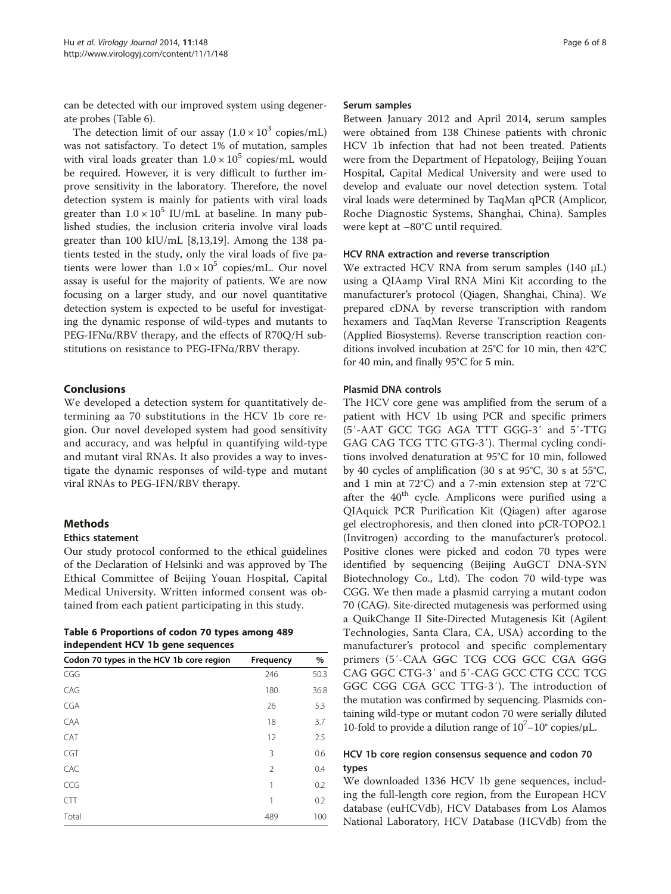can be detected with our improved system using degenerate probes (Table 6).

The detection limit of our assay ($1.0 \times 10^3$ copies/mL) was not satisfactory. To detect 1% of mutation, samples with viral loads greater than $1.0 \times 10^5$ copies/mL would be required. However, it is very difficult to further improve sensitivity in the laboratory. Therefore, the novel detection system is mainly for patients with viral loads greater than $1.0 \times 10^5$ IU/mL at baseline. In many published studies, the inclusion criteria involve viral loads greater than 100 kIU/mL [8,13,19]. Among the 138 patients tested in the study, only the viral loads of five patients were lower than $1.0 \times 10^5$ copies/mL. Our novel assay is useful for the majority of patients. We are now focusing on a larger study, and our novel quantitative detection system is expected to be useful for investigating the dynamic response of wild-types and mutants to PEG-IFNα/RBV therapy, and the effects of R70Q/H substitutions on resistance to PEG-IFNα/RBV therapy.

## Conclusions

We developed a detection system for quantitatively determining aa 70 substitutions in the HCV 1b core region. Our novel developed system had good sensitivity and accuracy, and was helpful in quantifying wild-type and mutant viral RNAs. It also provides a way to investigate the dynamic responses of wild-type and mutant viral RNAs to PEG-IFN/RBV therapy.

## Methods

### Ethics statement

Our study protocol conformed to the ethical guidelines of the Declaration of Helsinki and was approved by The Ethical Committee of Beijing Youan Hospital, Capital Medical University. Written informed consent was obtained from each patient participating in this study.

**Table 6 Proportions of codon 70 types among 489 independent HCV 1b gene sequences**

| Codon 70 types in the HCV 1b core region | Frequency | % |
|---|---|---|
| CGG | 246 | 50.3 |
| CAG | 180 | 36.8 |
| CGA | 26 | 5.3 |
| CAA | 18 | 3.7 |
| CAT | 12 | 2.5 |
| CGT | 3 | 0.6 |
| CAC | 2 | 0.4 |
| CCG | 1 | 0.2 |
| CTT | 1 | 0.2 |
| Total | 489 | 100 |

### Serum samples

Between January 2012 and April 2014, serum samples were obtained from 138 Chinese patients with chronic HCV 1b infection that had not been treated. Patients were from the Department of Hepatology, Beijing Youan Hospital, Capital Medical University and were used to develop and evaluate our novel detection system. Total viral loads were determined by TaqMan qPCR (Amplicor, Roche Diagnostic Systems, Shanghai, China). Samples were kept at −80°C until required.

### HCV RNA extraction and reverse transcription

We extracted HCV RNA from serum samples (140 μL) using a QIAamp Viral RNA Mini Kit according to the manufacturer's protocol (Qiagen, Shanghai, China). We prepared cDNA by reverse transcription with random hexamers and TaqMan Reverse Transcription Reagents (Applied Biosystems). Reverse transcription reaction conditions involved incubation at 25°C for 10 min, then 42°C for 40 min, and finally 95°C for 5 min.

### Plasmid DNA controls

The HCV core gene was amplified from the serum of a patient with HCV 1b using PCR and specific primers (5′-AAT GCC TGG AGA TTT GGG-3′ and 5′-TTG GAG CAG TCG TTC GTG-3′). Thermal cycling conditions involved denaturation at 95°C for 10 min, followed by 40 cycles of amplification (30 s at 95°C, 30 s at 55°C, and 1 min at 72°C) and a 7-min extension step at 72°C after the 40[th] cycle. Amplicons were purified using a QIAquick PCR Purification Kit (Qiagen) after agarose gel electrophoresis, and then cloned into pCR-TOPO2.1 (Invitrogen) according to the manufacturer's protocol. Positive clones were picked and codon 70 types were identified by sequencing (Beijing AuGCT DNA-SYN Biotechnology Co., Ltd). The codon 70 wild-type was CGG. We then made a plasmid carrying a mutant codon 70 (CAG). Site-directed mutagenesis was performed using a QuikChange II Site-Directed Mutagenesis Kit (Agilent Technologies, Santa Clara, CA, USA) according to the manufacturer's protocol and specific complementary primers (5′-CAA GGC TCG CCG GCC CGA GGG CAG GGC CTG-3′ and 5′-CAG GCC CTG CCC TCG GGC CGG CGA GCC TTG-3′). The introduction of the mutation was confirmed by sequencing. Plasmids containing wild-type or mutant codon 70 were serially diluted 10-fold to provide a dilution range of $10^7$–$10^0$ copies/μL.

### HCV 1b core region consensus sequence and codon 70 types

We downloaded 1336 HCV 1b gene sequences, including the full-length core region, from the European HCV database (euHCVdb), HCV Databases from Los Alamos National Laboratory, HCV Database (HCVdb) from the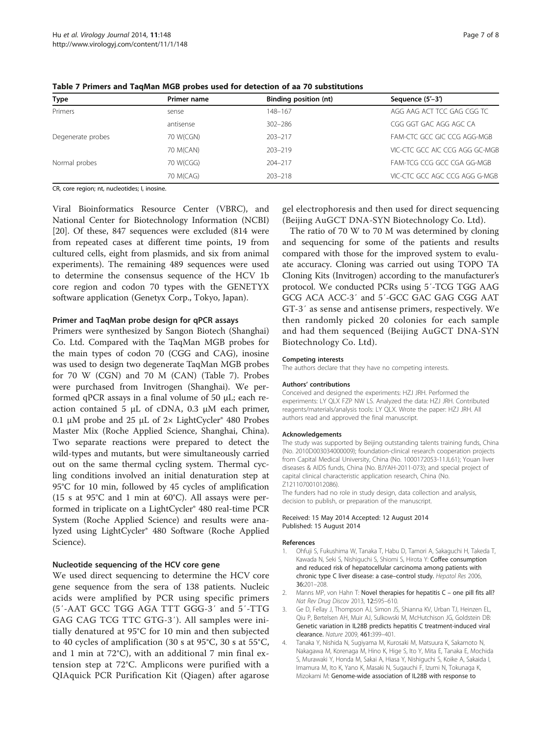**Table 7 Primers and TaqMan MGB probes used for detection of aa 70 substitutions**

| Type | Primer name | Binding position (nt) | Sequence (5′–3′) |
|---|---|---|---|
| Primers | sense | 148–167 | AGG AAG ACT TCC GAG CGG TC |
| | antisense | 302–286 | CGG GGT GAC AGG AGC CA |
| Degenerate probes | 70 W(CGN) | 203–217 | FAM-CTC GCC GIC CCG AGG-MGB |
| | 70 M(CAN) | 203–219 | VIC-CTC GCC AIC CCG AGG GC-MGB |
| Normal probes | 70 W(CGG) | 204–217 | FAM-TCG CCG GCC CGA GG-MGB |
| | 70 M(CAG) | 203–218 | VIC-CTC GCC AGC CCG AGG G-MGB |

CR, core region; nt, nucleotides; I, inosine.

Viral Bioinformatics Resource Center (VBRC), and National Center for Biotechnology Information (NCBI) [20]. Of these, 847 sequences were excluded (814 were from repeated cases at different time points, 19 from cultured cells, eight from plasmids, and six from animal experiments). The remaining 489 sequences were used to determine the consensus sequence of the HCV 1b core region and codon 70 types with the GENETYX software application (Genetyx Corp., Tokyo, Japan).

### Primer and TaqMan probe design for qPCR assays

Primers were synthesized by Sangon Biotech (Shanghai) Co. Ltd. Compared with the TaqMan MGB probes for the main types of codon 70 (CGG and CAG), inosine was used to design two degenerate TaqMan MGB probes for 70 W (CGN) and 70 M (CAN) (Table 7). Probes were purchased from Invitrogen (Shanghai). We performed qPCR assays in a final volume of 50 μL; each reaction contained 5 μL of cDNA, 0.3 μM each primer, 0.1 μM probe and 25 μL of 2× LightCycler® 480 Probes Master Mix (Roche Applied Science, Shanghai, China). Two separate reactions were prepared to detect the wild-types and mutants, but were simultaneously carried out on the same thermal cycling system. Thermal cycling conditions involved an initial denaturation step at 95°C for 10 min, followed by 45 cycles of amplification (15 s at 95°C and 1 min at 60°C). All assays were performed in triplicate on a LightCycler® 480 real-time PCR System (Roche Applied Science) and results were analyzed using LightCycler® 480 Software (Roche Applied Science).

### Nucleotide sequencing of the HCV core gene

We used direct sequencing to determine the HCV core gene sequence from the sera of 138 patients. Nucleic acids were amplified by PCR using specific primers (5′-AAT GCC TGG AGA TTT GGG-3′ and 5′-TTG GAG CAG TCG TTC GTG-3′). All samples were initially denatured at 95°C for 10 min and then subjected to 40 cycles of amplification (30 s at 95°C, 30 s at 55°C, and 1 min at 72°C), with an additional 7 min final extension step at 72°C. Amplicons were purified with a QIAquick PCR Purification Kit (Qiagen) after agarose gel electrophoresis and then used for direct sequencing (Beijing AuGCT DNA-SYN Biotechnology Co. Ltd).

The ratio of 70 W to 70 M was determined by cloning and sequencing for some of the patients and results compared with those for the improved system to evaluate accuracy. Cloning was carried out using TOPO TA Cloning Kits (Invitrogen) according to the manufacturer's protocol. We conducted PCRs using 5′-TCG TGG AAG GCG ACA ACC-3′ and 5′-GCC GAC GAG CGG AAT GT-3′ as sense and antisense primers, respectively. We then randomly picked 20 colonies for each sample and had them sequenced (Beijing AuGCT DNA-SYN Biotechnology Co. Ltd).

#### Competing interests

The authors declare that they have no competing interests.

#### Authors' contributions

Conceived and designed the experiments: HZJ JRH. Performed the experiments: LY QLX FZP NW LS. Analyzed the data: HZJ JRH. Contributed reagents/materials/analysis tools: LY QLX. Wrote the paper: HZJ JRH. All authors read and approved the final manuscript.

#### Acknowledgements

The study was supported by Beijing outstanding talents training funds, China (No. 2010D003034000009); foundation-clinical research cooperation projects from Capital Medical University, China (No. 1000172053-11JL61); Youan liver diseases & AIDS funds, China (No. BJYAH-2011-073); and special project of capital clinical characteristic application research, China (No. Z121107001012086).

The funders had no role in study design, data collection and analysis, decision to publish, or preparation of the manuscript.

Received: 15 May 2014 Accepted: 12 August 2014
Published: 15 August 2014

#### References

1. Ohfuji S, Fukushima W, Tanaka T, Habu D, Tamori A, Sakaguchi H, Takeda T, Kawada N, Seki S, Nishiguchi S, Shiomi S, Hirota Y: **Coffee consumption and reduced risk of hepatocellular carcinoma among patients with chronic type C liver disease: a case–control study.** *Hepatol Res* 2006, **36**:201–208.
2. Manns MP, von Hahn T: **Novel therapies for hepatitis C – one pill fits all?** *Nat Rev Drug Discov* 2013, **12**:595–610.
3. Ge D, Fellay J, Thompson AJ, Simon JS, Shianna KV, Urban TJ, Heinzen EL, Qiu P, Bertelsen AH, Muir AJ, Sulkowski M, McHutchison JG, Goldstein DB: **Genetic variation in IL28B predicts hepatitis C treatment-induced viral clearance.** *Nature* 2009, **461**:399–401.
4. Tanaka Y, Nishida N, Sugiyama M, Kurosaki M, Matsuura K, Sakamoto N, Nakagawa M, Korenaga M, Hino K, Hige S, Ito Y, Mita E, Tanaka E, Mochida S, Murawaki Y, Honda M, Sakai A, Hiasa Y, Nishiguchi S, Koike A, Sakaida I, Imamura M, Ito K, Yano K, Masaki N, Sugauchi F, Izumi N, Tokunaga K, Mizokami M: **Genome-wide association of IL28B with response to**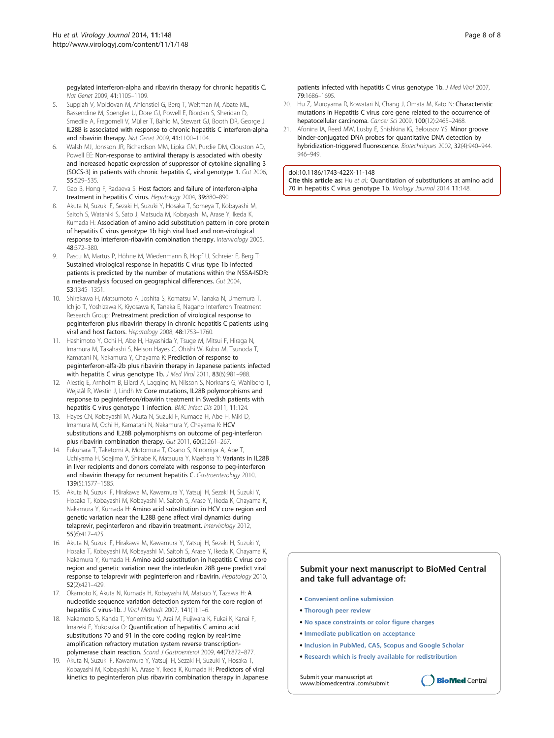pegylated interferon-alpha and ribavirin therapy for chronic hepatitis C. *Nat Genet* 2009, **41**:1105–1109.

5. Suppiah V, Moldovan M, Ahlenstiel G, Berg T, Weltman M, Abate ML, Bassendine M, Spengler U, Dore GJ, Powell E, Riordan S, Sheridan D, Smedile A, Fragomeli V, Müller T, Bahlo M, Stewart GJ, Booth DR, George J: **IL28B is associated with response to chronic hepatitis C interferon-alpha and ribavirin therapy.** *Nat Genet* 2009, **41**:1100–1104.
6. Walsh MJ, Jonsson JR, Richardson MM, Lipka GM, Purdie DM, Clouston AD, Powell EE: **Non-response to antiviral therapy is associated with obesity and increased hepatic expression of suppressor of cytokine signalling 3 (SOCS-3) in patients with chronic hepatitis C, viral genotype 1.** *Gut* 2006, **55**:529–535.
7. Gao B, Hong F, Radaeva S: **Host factors and failure of interferon-alpha treatment in hepatitis C virus.** *Hepatology* 2004, **39**:880–890.
8. Akuta N, Suzuki F, Sezaki H, Suzuki Y, Hosaka T, Someya T, Kobayashi M, Saitoh S, Watahiki S, Sato J, Matsuda M, Kobayashi M, Arase Y, Ikeda K, Kumada H: **Association of amino acid substitution pattern in core protein of hepatitis C virus genotype 1b high viral load and non-virological response to interferon-ribavirin combination therapy.** *Intervirology* 2005, **48**:372–380.
9. Pascu M, Martus P, Höhne M, Wiedenmann B, Hopf U, Schreier E, Berg T: **Sustained virological response in hepatitis C virus type 1b infected patients is predicted by the number of mutations within the NS5A-ISDR: a meta-analysis focused on geographical differences.** *Gut* 2004, **53**:1345–1351.
10. Shirakawa H, Matsumoto A, Joshita S, Komatsu M, Tanaka N, Umemura T, Ichijo T, Yoshizawa K, Kiyosawa K, Tanaka E, Nagano Interferon Treatment Research Group: **Pretreatment prediction of virological response to peginterferon plus ribavirin therapy in chronic hepatitis C patients using viral and host factors.** *Hepatology* 2008, **48**:1753–1760.
11. Hashimoto Y, Ochi H, Abe H, Hayashida Y, Tsuge M, Mitsui F, Hiraga N, Imamura M, Takahashi S, Nelson Hayes C, Ohishi W, Kubo M, Tsunoda T, Kamatani N, Nakamura Y, Chayama K: **Prediction of response to peginterferon-alfa-2b plus ribavirin therapy in Japanese patients infected with hepatitis C virus genotype 1b.** *J Med Virol* 2011, **83**(6):981–988.
12. Alestig E, Arnholm B, Eilard A, Lagging M, Nilsson S, Norkrans G, Wahlberg T, Wejstål R, Westin J, Lindh M: **Core mutations, IL28B polymorphisms and response to peginterferon/ribavirin treatment in Swedish patients with hepatitis C virus genotype 1 infection.** *BMC Infect Dis* 2011, **11**:124.
13. Hayes CN, Kobayashi M, Akuta N, Suzuki F, Kumada H, Abe H, Miki D, Imamura M, Ochi H, Kamatani N, Nakamura Y, Chayama K: **HCV substitutions and IL28B polymorphisms on outcome of peg-interferon plus ribavirin combination therapy.** *Gut* 2011, **60**(2):261–267.
14. Fukuhara T, Taketomi A, Motomura T, Okano S, Ninomiya A, Abe T, Uchiyama H, Soejima Y, Shirabe K, Matsuura Y, Maehara Y: **Variants in IL28B in liver recipients and donors correlate with response to peg-interferon and ribavirin therapy for recurrent hepatitis C.** *Gastroenterology* 2010, **139**(5):1577–1585.
15. Akuta N, Suzuki F, Hirakawa M, Kawamura Y, Yatsuji H, Sezaki H, Suzuki Y, Hosaka T, Kobayashi M, Kobayashi M, Saitoh S, Arase Y, Ikeda K, Chayama K, Nakamura Y, Kumada H: **Amino acid substitution in HCV core region and genetic variation near the IL28B gene affect viral dynamics during telaprevir, peginterferon and ribavirin treatment.** *Intervirology* 2012, **55**(6):417–425.
16. Akuta N, Suzuki F, Hirakawa M, Kawamura Y, Yatsuji H, Sezaki H, Suzuki Y, Hosaka T, Kobayashi M, Kobayashi M, Saitoh S, Arase Y, Ikeda K, Chayama K, Nakamura Y, Kumada H: **Amino acid substitution in hepatitis C virus core region and genetic variation near the interleukin 28B gene predict viral response to telaprevir with peginterferon and ribavirin.** *Hepatology* 2010, **52**(2):421–429.
17. Okamoto K, Akuta N, Kumada H, Kobayashi M, Matsuo Y, Tazawa H: **A nucleotide sequence variation detection system for the core region of hepatitis C virus-1b.** *J Virol Methods* 2007, **141**(1):1–6.
18. Nakamoto S, Kanda T, Yonemitsu Y, Arai M, Fujiwara K, Fukai K, Kanai F, Imazeki F, Yokosuka O: **Quantification of hepatitis C amino acid substitutions 70 and 91 in the core coding region by real-time amplification refractory mutation system reverse transcription-polymerase chain reaction.** *Scand J Gastroenterol* 2009, **44**(7):872–877.
19. Akuta N, Suzuki F, Kawamura Y, Yatsuji H, Sezaki H, Suzuki Y, Hosaka T, Kobayashi M, Kobayashi M, Arase Y, Ikeda K, Kumada H: **Predictors of viral kinetics to peginterferon plus ribavirin combination therapy in Japanese patients infected with hepatitis C virus genotype 1b.** *J Med Virol* 2007, **79**:1686–1695.
20. Hu Z, Muroyama R, Kowatari N, Chang J, Omata M, Kato N: **Characteristic mutations in Hepatitis C virus core gene related to the occurrence of hepatocellular carcinoma.** *Cancer Sci* 2009, **100**(12):2465–2468.
21. Afonina IA, Reed MW, Lusby E, Shishkina IG, Belousov YS: **Minor groove binder-conjugated DNA probes for quantitative DNA detection by hybridization-triggered fluorescence.** *Biotechniques* 2002, **32**(4):940–944. 946–949.

doi:10.1186/1743-422X-11-148

**Cite this article as:** Hu *et al.*: Quantitation of substitutions at amino acid 70 in hepatitis C virus genotype 1b. *Virology Journal* 2014 **11**:148.